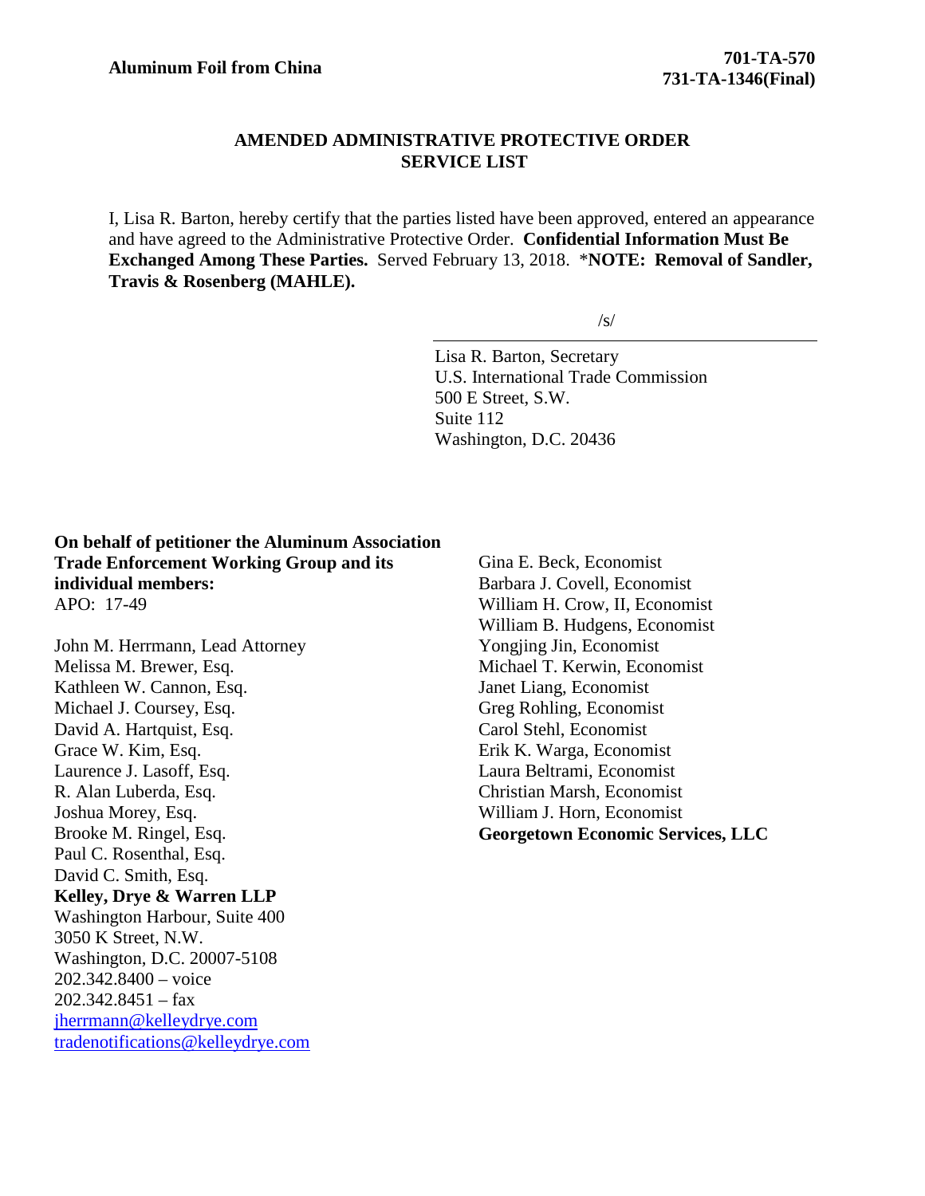**Aluminum Foil from China**

**701-TA-570**
**731-TA-1346(Final)**

## AMENDED ADMINISTRATIVE PROTECTIVE ORDER SERVICE LIST

I, Lisa R. Barton, hereby certify that the parties listed have been approved, entered an appearance and have agreed to the Administrative Protective Order. **Confidential Information Must Be Exchanged Among These Parties.** Served February 13, 2018. \***NOTE: Removal of Sandler, Travis & Rosenberg (MAHLE).**

/s/

Lisa R. Barton, Secretary
U.S. International Trade Commission
500 E Street, S.W.
Suite 112
Washington, D.C. 20436

**On behalf of petitioner the Aluminum Association Trade Enforcement Working Group and its individual members:**
APO: 17-49

John M. Herrmann, Lead Attorney
Melissa M. Brewer, Esq.
Kathleen W. Cannon, Esq.
Michael J. Coursey, Esq.
David A. Hartquist, Esq.
Grace W. Kim, Esq.
Laurence J. Lasoff, Esq.
R. Alan Luberda, Esq.
Joshua Morey, Esq.
Brooke M. Ringel, Esq.
Paul C. Rosenthal, Esq.
David C. Smith, Esq.
**Kelley, Drye & Warren LLP**
Washington Harbour, Suite 400
3050 K Street, N.W.
Washington, D.C. 20007-5108
202.342.8400 – voice
202.342.8451 – fax
jherrmann@kelleydrye.com
tradenotifications@kelleydrye.com

Gina E. Beck, Economist
Barbara J. Covell, Economist
William H. Crow, II, Economist
William B. Hudgens, Economist
Yongjing Jin, Economist
Michael T. Kerwin, Economist
Janet Liang, Economist
Greg Rohling, Economist
Carol Stehl, Economist
Erik K. Warga, Economist
Laura Beltrami, Economist
Christian Marsh, Economist
William J. Horn, Economist
**Georgetown Economic Services, LLC**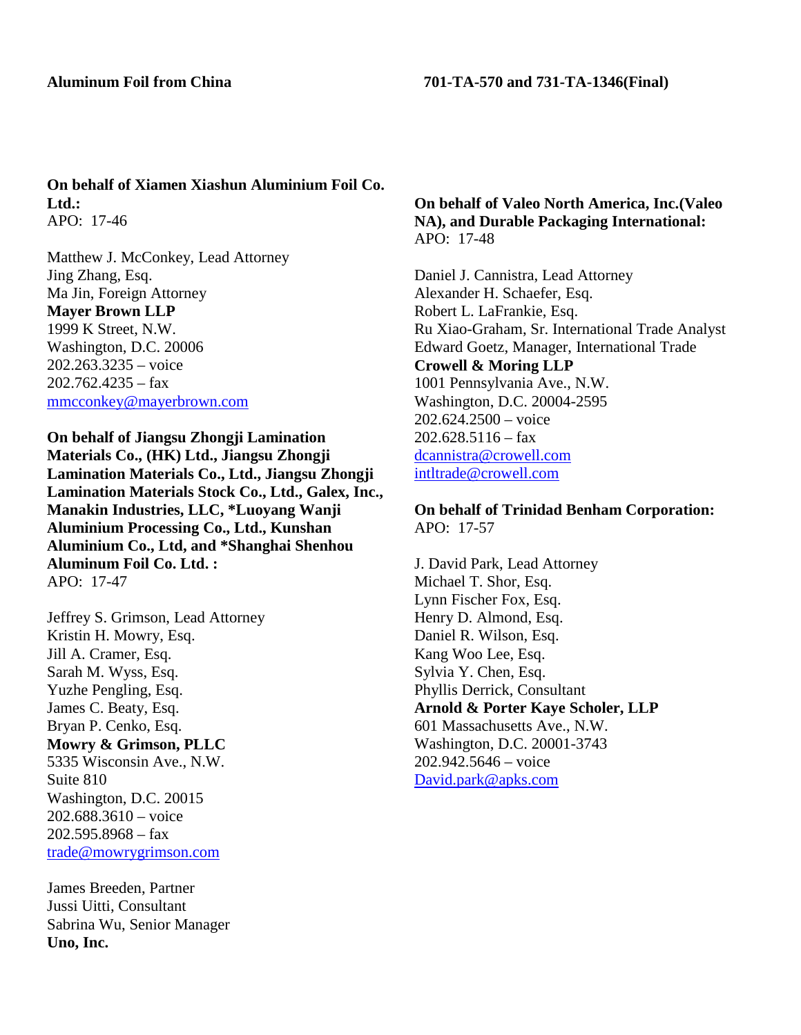**Aluminum Foil from China** **701-TA-570 and 731-TA-1346(Final)**

**On behalf of Xiamen Xiashun Aluminium Foil Co. Ltd.:**
APO: 17-46

Matthew J. McConkey, Lead Attorney
Jing Zhang, Esq.
Ma Jin, Foreign Attorney
**Mayer Brown LLP**
1999 K Street, N.W.
Washington, D.C. 20006
202.263.3235 – voice
202.762.4235 – fax
mmcconkey@mayerbrown.com

**On behalf of Jiangsu Zhongji Lamination Materials Co., (HK) Ltd., Jiangsu Zhongji Lamination Materials Co., Ltd., Jiangsu Zhongji Lamination Materials Stock Co., Ltd., Galex, Inc., Manakin Industries, LLC, *Luoyang Wanji Aluminium Processing Co., Ltd., Kunshan Aluminium Co., Ltd, and *Shanghai Shenhou Aluminum Foil Co. Ltd. :**
APO: 17-47

Jeffrey S. Grimson, Lead Attorney
Kristin H. Mowry, Esq.
Jill A. Cramer, Esq.
Sarah M. Wyss, Esq.
Yuzhe Pengling, Esq.
James C. Beaty, Esq.
Bryan P. Cenko, Esq.
**Mowry & Grimson, PLLC**
5335 Wisconsin Ave., N.W.
Suite 810
Washington, D.C. 20015
202.688.3610 – voice
202.595.8968 – fax
trade@mowrygrimson.com

James Breeden, Partner
Jussi Uitti, Consultant
Sabrina Wu, Senior Manager
**Uno, Inc.**

**On behalf of Valeo North America, Inc.(Valeo NA), and Durable Packaging International:**
APO: 17-48

Daniel J. Cannistra, Lead Attorney
Alexander H. Schaefer, Esq.
Robert L. LaFrankie, Esq.
Ru Xiao-Graham, Sr. International Trade Analyst
Edward Goetz, Manager, International Trade
**Crowell & Moring LLP**
1001 Pennsylvania Ave., N.W.
Washington, D.C. 20004-2595
202.624.2500 – voice
202.628.5116 – fax
dcannistra@crowell.com
intltrade@crowell.com

**On behalf of Trinidad Benham Corporation:**
APO: 17-57

J. David Park, Lead Attorney
Michael T. Shor, Esq.
Lynn Fischer Fox, Esq.
Henry D. Almond, Esq.
Daniel R. Wilson, Esq.
Kang Woo Lee, Esq.
Sylvia Y. Chen, Esq.
Phyllis Derrick, Consultant
**Arnold & Porter Kaye Scholer, LLP**
601 Massachusetts Ave., N.W.
Washington, D.C. 20001-3743
202.942.5646 – voice
David.park@apks.com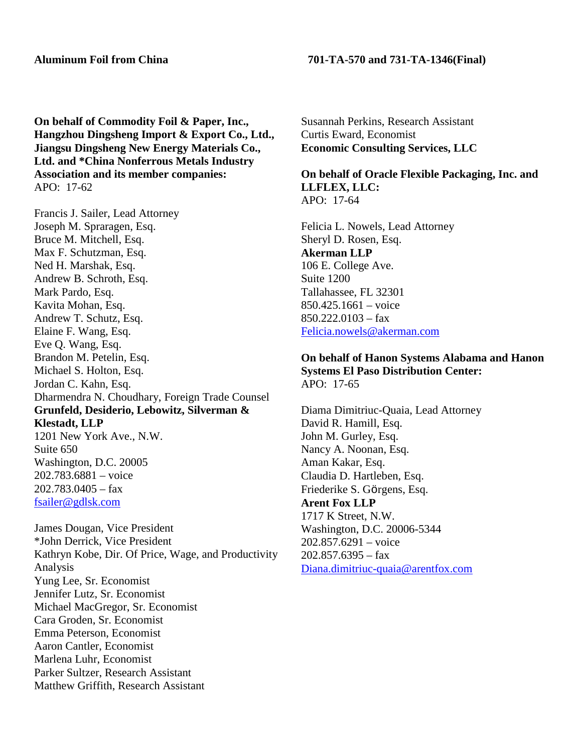**Aluminum Foil from China** **701-TA-570 and 731-TA-1346(Final)**

**On behalf of Commodity Foil & Paper, Inc., Hangzhou Dingsheng Import & Export Co., Ltd., Jiangsu Dingsheng New Energy Materials Co., Ltd. and *China Nonferrous Metals Industry Association and its member companies:**
APO: 17-62

Francis J. Sailer, Lead Attorney
Joseph M. Spraragen, Esq.
Bruce M. Mitchell, Esq.
Max F. Schutzman, Esq.
Ned H. Marshak, Esq.
Andrew B. Schroth, Esq.
Mark Pardo, Esq.
Kavita Mohan, Esq.
Andrew T. Schutz, Esq.
Elaine F. Wang, Esq.
Eve Q. Wang, Esq.
Brandon M. Petelin, Esq.
Michael S. Holton, Esq.
Jordan C. Kahn, Esq.
Dharmendra N. Choudhary, Foreign Trade Counsel
**Grunfeld, Desiderio, Lebowitz, Silverman & Klestadt, LLP**
1201 New York Ave., N.W.
Suite 650
Washington, D.C. 20005
202.783.6881 – voice
202.783.0405 – fax
fsailer@gdlsk.com

James Dougan, Vice President
*John Derrick, Vice President
Kathryn Kobe, Dir. Of Price, Wage, and Productivity Analysis
Yung Lee, Sr. Economist
Jennifer Lutz, Sr. Economist
Michael MacGregor, Sr. Economist
Cara Groden, Sr. Economist
Emma Peterson, Economist
Aaron Cantler, Economist
Marlena Luhr, Economist
Parker Sultzer, Research Assistant
Matthew Griffith, Research Assistant
Susannah Perkins, Research Assistant
Curtis Eward, Economist
**Economic Consulting Services, LLC**

**On behalf of Oracle Flexible Packaging, Inc. and LLFLEX, LLC:**
APO: 17-64

Felicia L. Nowels, Lead Attorney
Sheryl D. Rosen, Esq.
**Akerman LLP**
106 E. College Ave.
Suite 1200
Tallahassee, FL 32301
850.425.1661 – voice
850.222.0103 – fax
Felicia.nowels@akerman.com

**On behalf of Hanon Systems Alabama and Hanon Systems El Paso Distribution Center:**
APO: 17-65

Diama Dimitriuc-Quaia, Lead Attorney
David R. Hamill, Esq.
John M. Gurley, Esq.
Nancy A. Noonan, Esq.
Aman Kakar, Esq.
Claudia D. Hartleben, Esq.
Friederike S. Görgens, Esq.
**Arent Fox LLP**
1717 K Street, N.W.
Washington, D.C. 20006-5344
202.857.6291 – voice
202.857.6395 – fax
Diana.dimitriuc-quaia@arentfox.com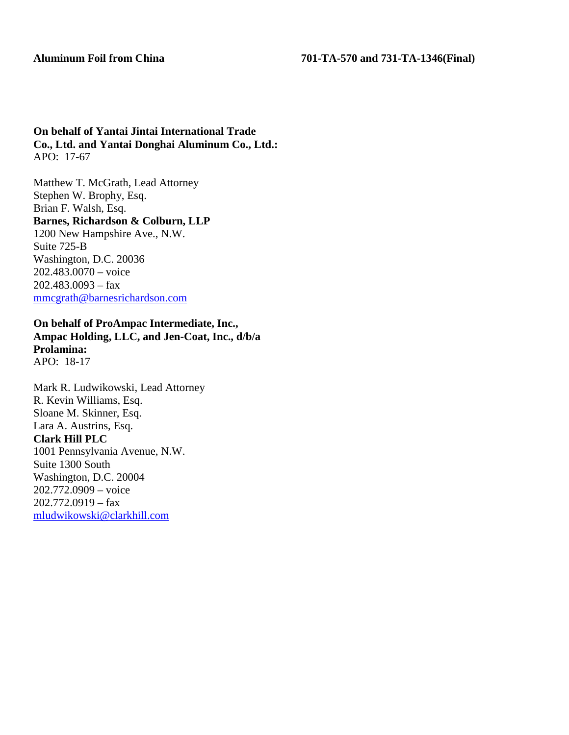**Aluminum Foil from China** **701-TA-570 and 731-TA-1346(Final)**

**On behalf of Yantai Jintai International Trade Co., Ltd. and Yantai Donghai Aluminum Co., Ltd.:**
APO: 17-67

Matthew T. McGrath, Lead Attorney
Stephen W. Brophy, Esq.
Brian F. Walsh, Esq.
**Barnes, Richardson & Colburn, LLP**
1200 New Hampshire Ave., N.W.
Suite 725-B
Washington, D.C. 20036
202.483.0070 – voice
202.483.0093 – fax
mmcgrath@barnesrichardson.com

**On behalf of ProAmpac Intermediate, Inc., Ampac Holding, LLC, and Jen-Coat, Inc., d/b/a Prolamina:**
APO: 18-17

Mark R. Ludwikowski, Lead Attorney
R. Kevin Williams, Esq.
Sloane M. Skinner, Esq.
Lara A. Austrins, Esq.
**Clark Hill PLC**
1001 Pennsylvania Avenue, N.W.
Suite 1300 South
Washington, D.C. 20004
202.772.0909 – voice
202.772.0919 – fax
mludwikowski@clarkhill.com